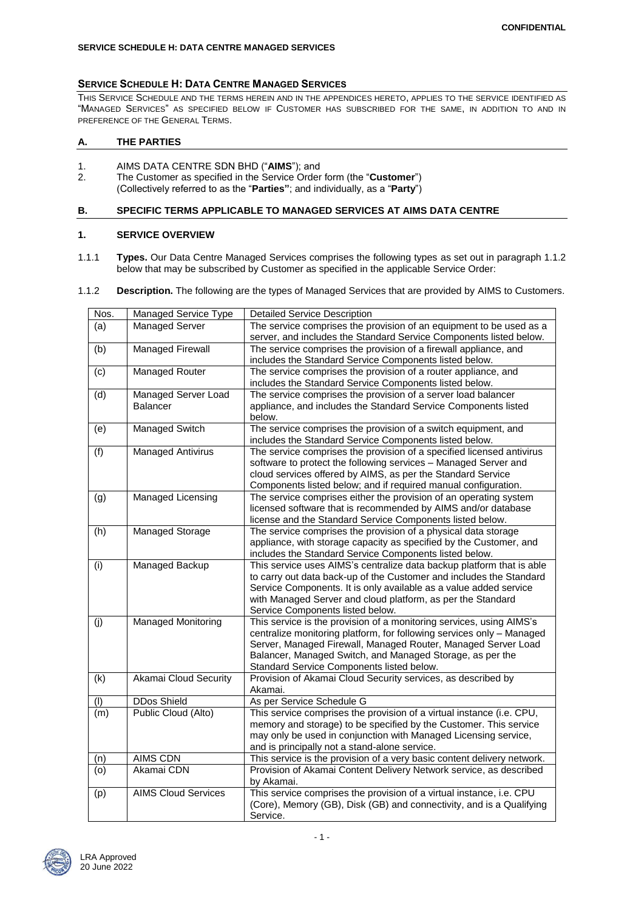## SERVICE SCHEDULE H: DATA CENTRE MANAGED SERVICES

THIS SERVICE SCHEDULE AND THE TERMS HEREIN AND IN THE APPENDICES HERETO, APPLIES TO THE SERVICE IDENTIFIED AS "MANAGED SERVICES" AS SPECIFIED BELOW IF CUSTOMER HAS SUBSCRIBED FOR THE SAME, IN ADDITION TO AND IN PREFERENCE OF THE GENERAL TERMS.

### A. THE PARTIES

1. AIMS DATA CENTRE SDN BHD ("**AIMS**"); and
2. The Customer as specified in the Service Order form (the "**Customer**")
   (Collectively referred to as the "**Parties"**; and individually, as a "**Party**")

### B. SPECIFIC TERMS APPLICABLE TO MANAGED SERVICES AT AIMS DATA CENTRE

### 1. SERVICE OVERVIEW

1.1.1 **Types.** Our Data Centre Managed Services comprises the following types as set out in paragraph 1.1.2 below that may be subscribed by Customer as specified in the applicable Service Order:

1.1.2 **Description.** The following are the types of Managed Services that are provided by AIMS to Customers.

| Nos. | Managed Service Type | Detailed Service Description |
|---|---|---|
| (a) | Managed Server | The service comprises the provision of an equipment to be used as a server, and includes the Standard Service Components listed below. |
| (b) | Managed Firewall | The service comprises the provision of a firewall appliance, and includes the Standard Service Components listed below. |
| (c) | Managed Router | The service comprises the provision of a router appliance, and includes the Standard Service Components listed below. |
| (d) | Managed Server Load Balancer | The service comprises the provision of a server load balancer appliance, and includes the Standard Service Components listed below. |
| (e) | Managed Switch | The service comprises the provision of a switch equipment, and includes the Standard Service Components listed below. |
| (f) | Managed Antivirus | The service comprises the provision of a specified licensed antivirus software to protect the following services – Managed Server and cloud services offered by AIMS, as per the Standard Service Components listed below; and if required manual configuration. |
| (g) | Managed Licensing | The service comprises either the provision of an operating system licensed software that is recommended by AIMS and/or database license and the Standard Service Components listed below. |
| (h) | Managed Storage | The service comprises the provision of a physical data storage appliance, with storage capacity as specified by the Customer, and includes the Standard Service Components listed below. |
| (i) | Managed Backup | This service uses AIMS's centralize data backup platform that is able to carry out data back-up of the Customer and includes the Standard Service Components. It is only available as a value added service with Managed Server and cloud platform, as per the Standard Service Components listed below. |
| (j) | Managed Monitoring | This service is the provision of a monitoring services, using AIMS's centralize monitoring platform, for following services only – Managed Server, Managed Firewall, Managed Router, Managed Server Load Balancer, Managed Switch, and Managed Storage, as per the Standard Service Components listed below. |
| (k) | Akamai Cloud Security | Provision of Akamai Cloud Security services, as described by Akamai. |
| (l) | DDos Shield | As per Service Schedule G |
| (m) | Public Cloud (Alto) | This service comprises the provision of a virtual instance (i.e. CPU, memory and storage) to be specified by the Customer. This service may only be used in conjunction with Managed Licensing service, and is principally not a stand-alone service. |
| (n) | AIMS CDN | This service is the provision of a very basic content delivery network. |
| (o) | Akamai CDN | Provision of Akamai Content Delivery Network service, as described by Akamai. |
| (p) | AIMS Cloud Services | This service comprises the provision of a virtual instance, i.e. CPU (Core), Memory (GB), Disk (GB) and connectivity, and is a Qualifying Service. |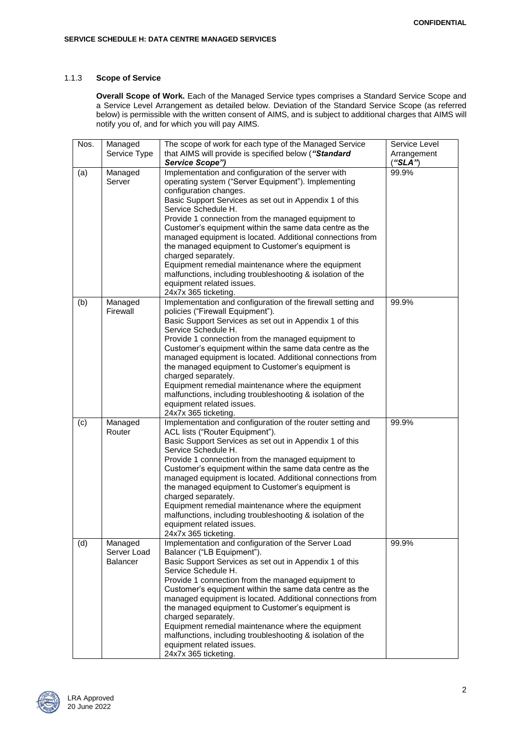#### 1.1.3 Scope of Service

**Overall Scope of Work.** Each of the Managed Service types comprises a Standard Service Scope and a Service Level Arrangement as detailed below. Deviation of the Standard Service Scope (as referred below) is permissible with the written consent of AIMS, and is subject to additional charges that AIMS will notify you of, and for which you will pay AIMS.

| Nos. | Managed Service Type | The scope of work for each type of the Managed Service that AIMS will provide is specified below (***"Standard Service Scope")*** | Service Level Arrangement (***"SLA"***) |
|---|---|---|---|
| (a) | Managed Server | Implementation and configuration of the server with operating system ("Server Equipment"). Implementing configuration changes.<br>Basic Support Services as set out in Appendix 1 of this Service Schedule H.<br>Provide 1 connection from the managed equipment to Customer's equipment within the same data centre as the managed equipment is located. Additional connections from the managed equipment to Customer's equipment is charged separately.<br>Equipment remedial maintenance where the equipment malfunctions, including troubleshooting & isolation of the equipment related issues.<br>24x7x 365 ticketing. | 99.9% |
| (b) | Managed Firewall | Implementation and configuration of the firewall setting and policies ("Firewall Equipment").<br>Basic Support Services as set out in Appendix 1 of this Service Schedule H.<br>Provide 1 connection from the managed equipment to Customer's equipment within the same data centre as the managed equipment is located. Additional connections from the managed equipment to Customer's equipment is charged separately.<br>Equipment remedial maintenance where the equipment malfunctions, including troubleshooting & isolation of the equipment related issues.<br>24x7x 365 ticketing. | 99.9% |
| (c) | Managed Router | Implementation and configuration of the router setting and ACL lists ("Router Equipment").<br>Basic Support Services as set out in Appendix 1 of this Service Schedule H.<br>Provide 1 connection from the managed equipment to Customer's equipment within the same data centre as the managed equipment is located. Additional connections from the managed equipment to Customer's equipment is charged separately.<br>Equipment remedial maintenance where the equipment malfunctions, including troubleshooting & isolation of the equipment related issues.<br>24x7x 365 ticketing. | 99.9% |
| (d) | Managed Server Load Balancer | Implementation and configuration of the Server Load Balancer ("LB Equipment").<br>Basic Support Services as set out in Appendix 1 of this Service Schedule H.<br>Provide 1 connection from the managed equipment to Customer's equipment within the same data centre as the managed equipment is located. Additional connections from the managed equipment to Customer's equipment is charged separately.<br>Equipment remedial maintenance where the equipment malfunctions, including troubleshooting & isolation of the equipment related issues.<br>24x7x 365 ticketing. | 99.9% |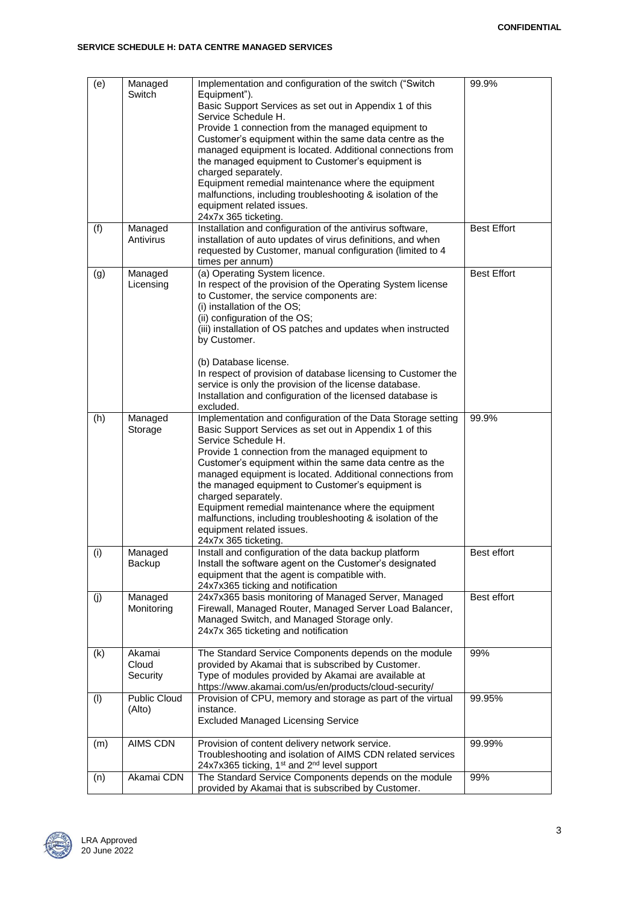**CONFIDENTIAL**

**SERVICE SCHEDULE H: DATA CENTRE MANAGED SERVICES**

| | | | |
|---|---|---|---|
| (e) | Managed Switch | Implementation and configuration of the switch ("Switch Equipment").<br>Basic Support Services as set out in Appendix 1 of this Service Schedule H.<br>Provide 1 connection from the managed equipment to Customer's equipment within the same data centre as the managed equipment is located. Additional connections from the managed equipment to Customer's equipment is charged separately.<br>Equipment remedial maintenance where the equipment malfunctions, including troubleshooting & isolation of the equipment related issues.<br>24x7x 365 ticketing. | 99.9% |
| (f) | Managed Antivirus | Installation and configuration of the antivirus software, installation of auto updates of virus definitions, and when requested by Customer, manual configuration (limited to 4 times per annum) | Best Effort |
| (g) | Managed Licensing | (a) Operating System licence.<br>In respect of the provision of the Operating System license to Customer, the service components are:<br>(i) installation of the OS;<br>(ii) configuration of the OS;<br>(iii) installation of OS patches and updates when instructed by Customer.<br><br>(b) Database license.<br>In respect of provision of database licensing to Customer the service is only the provision of the license database. Installation and configuration of the licensed database is excluded. | Best Effort |
| (h) | Managed Storage | Implementation and configuration of the Data Storage setting<br>Basic Support Services as set out in Appendix 1 of this Service Schedule H.<br>Provide 1 connection from the managed equipment to Customer's equipment within the same data centre as the managed equipment is located. Additional connections from the managed equipment to Customer's equipment is charged separately.<br>Equipment remedial maintenance where the equipment malfunctions, including troubleshooting & isolation of the equipment related issues.<br>24x7x 365 ticketing. | 99.9% |
| (i) | Managed Backup | Install and configuration of the data backup platform<br>Install the software agent on the Customer's designated equipment that the agent is compatible with.<br>24x7x365 ticking and notification | Best effort |
| (j) | Managed Monitoring | 24x7x365 basis monitoring of Managed Server, Managed Firewall, Managed Router, Managed Server Load Balancer, Managed Switch, and Managed Storage only.<br>24x7x 365 ticketing and notification | Best effort |
| (k) | Akamai Cloud Security | The Standard Service Components depends on the module provided by Akamai that is subscribed by Customer.<br>Type of modules provided by Akamai are available at https://www.akamai.com/us/en/products/cloud-security/ | 99% |
| (l) | Public Cloud (Alto) | Provision of CPU, memory and storage as part of the virtual instance.<br>Excluded Managed Licensing Service | 99.95% |
| (m) | AIMS CDN | Provision of content delivery network service.<br>Troubleshooting and isolation of AIMS CDN related services<br>24x7x365 ticking, 1st and 2nd level support | 99.99% |
| (n) | Akamai CDN | The Standard Service Components depends on the module provided by Akamai that is subscribed by Customer. | 99% |

LRA Approved
20 June 2022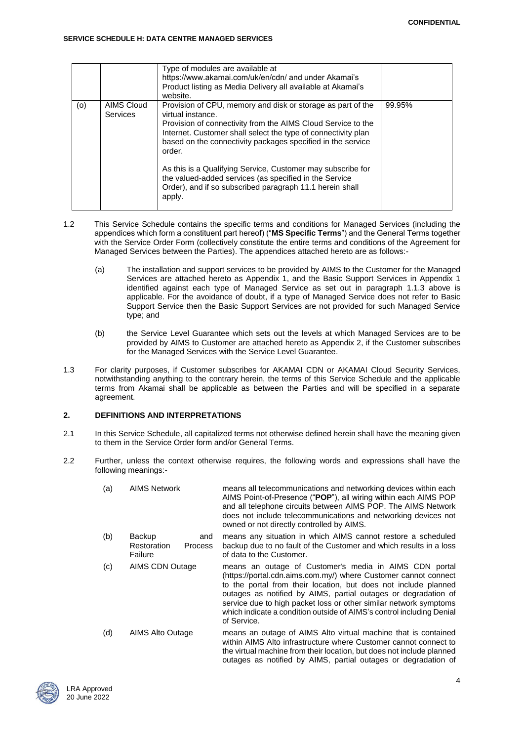| | | | |
|---|---|---|---|
| | | Type of modules are available at https://www.akamai.com/uk/en/cdn/ and under Akamai's Product listing as Media Delivery all available at Akamai's website. | |
| (o) | AIMS Cloud Services | Provision of CPU, memory and disk or storage as part of the virtual instance.<br>Provision of connectivity from the AIMS Cloud Service to the Internet. Customer shall select the type of connectivity plan based on the connectivity packages specified in the service order.<br><br>As this is a Qualifying Service, Customer may subscribe for the valued-added services (as specified in the Service Order), and if so subscribed paragraph 11.1 herein shall apply. | 99.95% |

1.2 This Service Schedule contains the specific terms and conditions for Managed Services (including the appendices which form a constituent part hereof) ("**MS Specific Terms**") and the General Terms together with the Service Order Form (collectively constitute the entire terms and conditions of the Agreement for Managed Services between the Parties). The appendices attached hereto are as follows:-

(a) The installation and support services to be provided by AIMS to the Customer for the Managed Services are attached hereto as Appendix 1, and the Basic Support Services in Appendix 1 identified against each type of Managed Service as set out in paragraph 1.1.3 above is applicable. For the avoidance of doubt, if a type of Managed Service does not refer to Basic Support Service then the Basic Support Services are not provided for such Managed Service type; and

(b) the Service Level Guarantee which sets out the levels at which Managed Services are to be provided by AIMS to Customer are attached hereto as Appendix 2, if the Customer subscribes for the Managed Services with the Service Level Guarantee.

1.3 For clarity purposes, if Customer subscribes for AKAMAI CDN or AKAMAI Cloud Security Services, notwithstanding anything to the contrary herein, the terms of this Service Schedule and the applicable terms from Akamai shall be applicable as between the Parties and will be specified in a separate agreement.

## 2. DEFINITIONS AND INTERPRETATIONS

2.1 In this Service Schedule, all capitalized terms not otherwise defined herein shall have the meaning given to them in the Service Order form and/or General Terms.

2.2 Further, unless the context otherwise requires, the following words and expressions shall have the following meanings:-

| | | |
|---|---|---|
| (a) | AIMS Network | means all telecommunications and networking devices within each AIMS Point-of-Presence ("**POP**"), all wiring within each AIMS POP and all telephone circuits between AIMS POP. The AIMS Network does not include telecommunications and networking devices not owned or not directly controlled by AIMS. |
| (b) | Backup and Restoration Process Failure | means any situation in which AIMS cannot restore a scheduled backup due to no fault of the Customer and which results in a loss of data to the Customer. |
| (c) | AIMS CDN Outage | means an outage of Customer's media in AIMS CDN portal (https://portal.cdn.aims.com.my/) where Customer cannot connect to the portal from their location, but does not include planned outages as notified by AIMS, partial outages or degradation of service due to high packet loss or other similar network symptoms which indicate a condition outside of AIMS's control including Denial of Service. |
| (d) | AIMS Alto Outage | means an outage of AIMS Alto virtual machine that is contained within AIMS Alto infrastructure where Customer cannot connect to the virtual machine from their location, but does not include planned outages as notified by AIMS, partial outages or degradation of |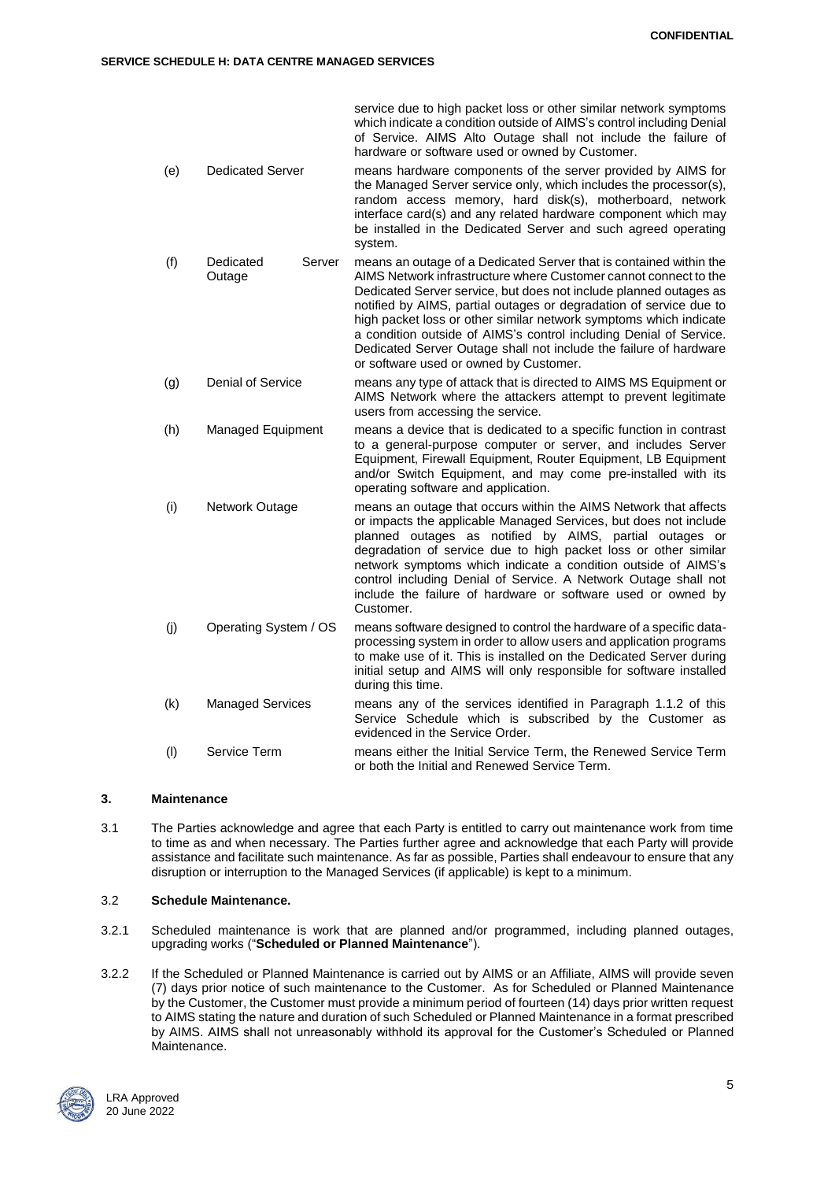service due to high packet loss or other similar network symptoms which indicate a condition outside of AIMS's control including Denial of Service. AIMS Alto Outage shall not include the failure of hardware or software used or owned by Customer.

| | | |
|---|---|---|
| (e) | Dedicated Server | means hardware components of the server provided by AIMS for the Managed Server service only, which includes the processor(s), random access memory, hard disk(s), motherboard, network interface card(s) and any related hardware component which may be installed in the Dedicated Server and such agreed operating system. |
| (f) | Dedicated Server Outage | means an outage of a Dedicated Server that is contained within the AIMS Network infrastructure where Customer cannot connect to the Dedicated Server service, but does not include planned outages as notified by AIMS, partial outages or degradation of service due to high packet loss or other similar network symptoms which indicate a condition outside of AIMS's control including Denial of Service. Dedicated Server Outage shall not include the failure of hardware or software used or owned by Customer. |
| (g) | Denial of Service | means any type of attack that is directed to AIMS MS Equipment or AIMS Network where the attackers attempt to prevent legitimate users from accessing the service. |
| (h) | Managed Equipment | means a device that is dedicated to a specific function in contrast to a general-purpose computer or server, and includes Server Equipment, Firewall Equipment, Router Equipment, LB Equipment and/or Switch Equipment, and may come pre-installed with its operating software and application. |
| (i) | Network Outage | means an outage that occurs within the AIMS Network that affects or impacts the applicable Managed Services, but does not include planned outages as notified by AIMS, partial outages or degradation of service due to high packet loss or other similar network symptoms which indicate a condition outside of AIMS's control including Denial of Service. A Network Outage shall not include the failure of hardware or software used or owned by Customer. |
| (j) | Operating System / OS | means software designed to control the hardware of a specific data-processing system in order to allow users and application programs to make use of it. This is installed on the Dedicated Server during initial setup and AIMS will only responsible for software installed during this time. |
| (k) | Managed Services | means any of the services identified in Paragraph 1.1.2 of this Service Schedule which is subscribed by the Customer as evidenced in the Service Order. |
| (l) | Service Term | means either the Initial Service Term, the Renewed Service Term or both the Initial and Renewed Service Term. |

## 3. Maintenance

3.1 The Parties acknowledge and agree that each Party is entitled to carry out maintenance work from time to time as and when necessary. The Parties further agree and acknowledge that each Party will provide assistance and facilitate such maintenance. As far as possible, Parties shall endeavour to ensure that any disruption or interruption to the Managed Services (if applicable) is kept to a minimum.

3.2 **Schedule Maintenance.**

3.2.1 Scheduled maintenance is work that are planned and/or programmed, including planned outages, upgrading works ("**Scheduled or Planned Maintenance**").

3.2.2 If the Scheduled or Planned Maintenance is carried out by AIMS or an Affiliate, AIMS will provide seven (7) days prior notice of such maintenance to the Customer. As for Scheduled or Planned Maintenance by the Customer, the Customer must provide a minimum period of fourteen (14) days prior written request to AIMS stating the nature and duration of such Scheduled or Planned Maintenance in a format prescribed by AIMS. AIMS shall not unreasonably withhold its approval for the Customer's Scheduled or Planned Maintenance.

LRA Approved
20 June 2022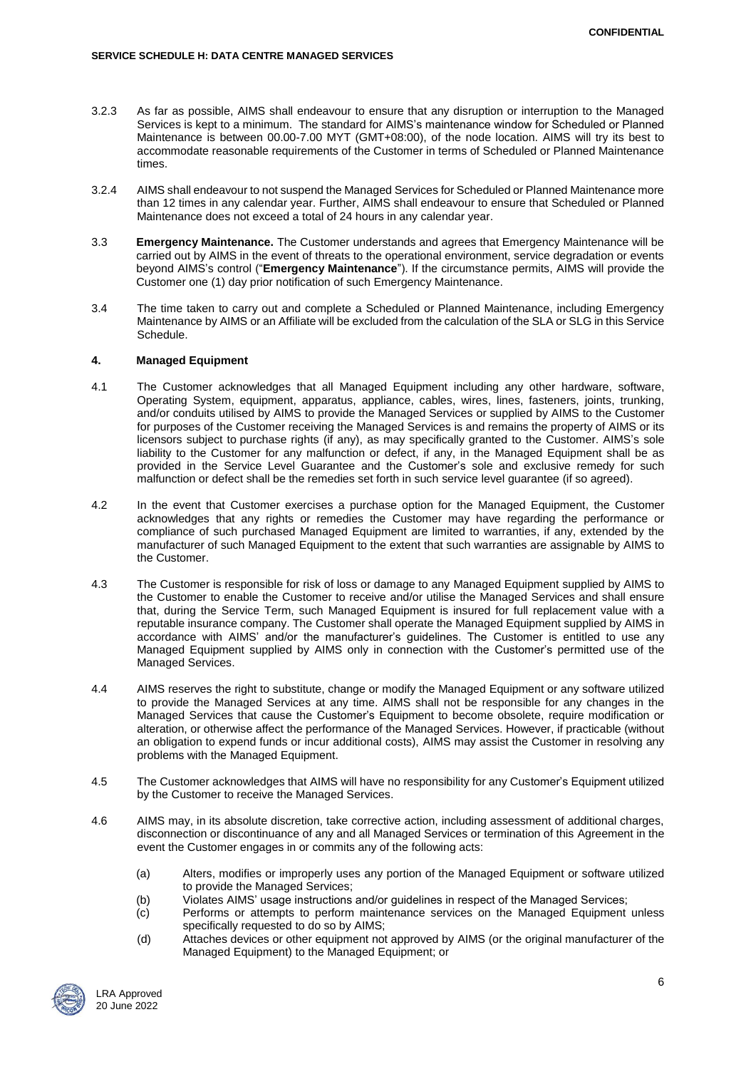3.2.3 As far as possible, AIMS shall endeavour to ensure that any disruption or interruption to the Managed Services is kept to a minimum. The standard for AIMS's maintenance window for Scheduled or Planned Maintenance is between 00.00-7.00 MYT (GMT+08:00), of the node location. AIMS will try its best to accommodate reasonable requirements of the Customer in terms of Scheduled or Planned Maintenance times.

3.2.4 AIMS shall endeavour to not suspend the Managed Services for Scheduled or Planned Maintenance more than 12 times in any calendar year. Further, AIMS shall endeavour to ensure that Scheduled or Planned Maintenance does not exceed a total of 24 hours in any calendar year.

3.3 **Emergency Maintenance.** The Customer understands and agrees that Emergency Maintenance will be carried out by AIMS in the event of threats to the operational environment, service degradation or events beyond AIMS's control ("**Emergency Maintenance**"). If the circumstance permits, AIMS will provide the Customer one (1) day prior notification of such Emergency Maintenance.

3.4 The time taken to carry out and complete a Scheduled or Planned Maintenance, including Emergency Maintenance by AIMS or an Affiliate will be excluded from the calculation of the SLA or SLG in this Service Schedule.

## 4. Managed Equipment

4.1 The Customer acknowledges that all Managed Equipment including any other hardware, software, Operating System, equipment, apparatus, appliance, cables, wires, lines, fasteners, joints, trunking, and/or conduits utilised by AIMS to provide the Managed Services or supplied by AIMS to the Customer for purposes of the Customer receiving the Managed Services is and remains the property of AIMS or its licensors subject to purchase rights (if any), as may specifically granted to the Customer. AIMS's sole liability to the Customer for any malfunction or defect, if any, in the Managed Equipment shall be as provided in the Service Level Guarantee and the Customer's sole and exclusive remedy for such malfunction or defect shall be the remedies set forth in such service level guarantee (if so agreed).

4.2 In the event that Customer exercises a purchase option for the Managed Equipment, the Customer acknowledges that any rights or remedies the Customer may have regarding the performance or compliance of such purchased Managed Equipment are limited to warranties, if any, extended by the manufacturer of such Managed Equipment to the extent that such warranties are assignable by AIMS to the Customer.

4.3 The Customer is responsible for risk of loss or damage to any Managed Equipment supplied by AIMS to the Customer to enable the Customer to receive and/or utilise the Managed Services and shall ensure that, during the Service Term, such Managed Equipment is insured for full replacement value with a reputable insurance company. The Customer shall operate the Managed Equipment supplied by AIMS in accordance with AIMS' and/or the manufacturer's guidelines. The Customer is entitled to use any Managed Equipment supplied by AIMS only in connection with the Customer's permitted use of the Managed Services.

4.4 AIMS reserves the right to substitute, change or modify the Managed Equipment or any software utilized to provide the Managed Services at any time. AIMS shall not be responsible for any changes in the Managed Services that cause the Customer's Equipment to become obsolete, require modification or alteration, or otherwise affect the performance of the Managed Services. However, if practicable (without an obligation to expend funds or incur additional costs), AIMS may assist the Customer in resolving any problems with the Managed Equipment.

4.5 The Customer acknowledges that AIMS will have no responsibility for any Customer's Equipment utilized by the Customer to receive the Managed Services.

4.6 AIMS may, in its absolute discretion, take corrective action, including assessment of additional charges, disconnection or discontinuance of any and all Managed Services or termination of this Agreement in the event the Customer engages in or commits any of the following acts:

(a) Alters, modifies or improperly uses any portion of the Managed Equipment or software utilized to provide the Managed Services;

(b) Violates AIMS' usage instructions and/or guidelines in respect of the Managed Services;

(c) Performs or attempts to perform maintenance services on the Managed Equipment unless specifically requested to do so by AIMS;

(d) Attaches devices or other equipment not approved by AIMS (or the original manufacturer of the Managed Equipment) to the Managed Equipment; or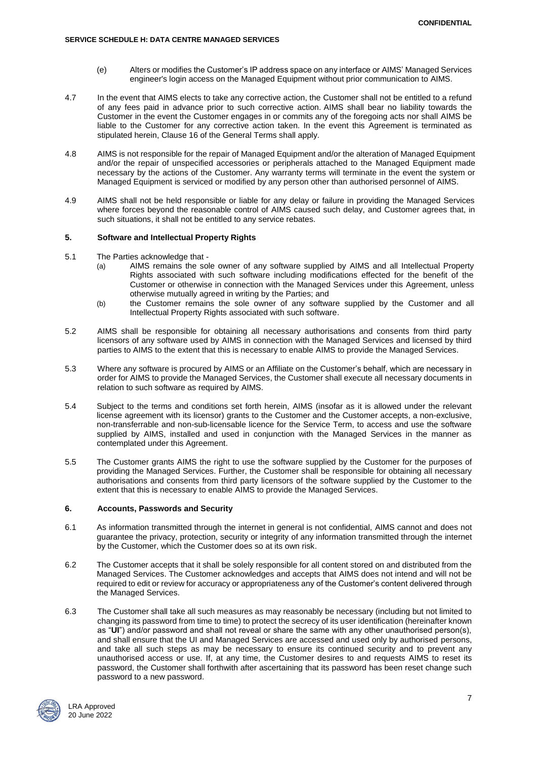(e) Alters or modifies the Customer's IP address space on any interface or AIMS' Managed Services engineer's login access on the Managed Equipment without prior communication to AIMS.

4.7 In the event that AIMS elects to take any corrective action, the Customer shall not be entitled to a refund of any fees paid in advance prior to such corrective action. AIMS shall bear no liability towards the Customer in the event the Customer engages in or commits any of the foregoing acts nor shall AIMS be liable to the Customer for any corrective action taken. In the event this Agreement is terminated as stipulated herein, Clause 16 of the General Terms shall apply.

4.8 AIMS is not responsible for the repair of Managed Equipment and/or the alteration of Managed Equipment and/or the repair of unspecified accessories or peripherals attached to the Managed Equipment made necessary by the actions of the Customer. Any warranty terms will terminate in the event the system or Managed Equipment is serviced or modified by any person other than authorised personnel of AIMS.

4.9 AIMS shall not be held responsible or liable for any delay or failure in providing the Managed Services where forces beyond the reasonable control of AIMS caused such delay, and Customer agrees that, in such situations, it shall not be entitled to any service rebates.

## 5. Software and Intellectual Property Rights

5.1 The Parties acknowledge that -

(a) AIMS remains the sole owner of any software supplied by AIMS and all Intellectual Property Rights associated with such software including modifications effected for the benefit of the Customer or otherwise in connection with the Managed Services under this Agreement, unless otherwise mutually agreed in writing by the Parties; and

(b) the Customer remains the sole owner of any software supplied by the Customer and all Intellectual Property Rights associated with such software.

5.2 AIMS shall be responsible for obtaining all necessary authorisations and consents from third party licensors of any software used by AIMS in connection with the Managed Services and licensed by third parties to AIMS to the extent that this is necessary to enable AIMS to provide the Managed Services.

5.3 Where any software is procured by AIMS or an Affiliate on the Customer's behalf, which are necessary in order for AIMS to provide the Managed Services, the Customer shall execute all necessary documents in relation to such software as required by AIMS.

5.4 Subject to the terms and conditions set forth herein, AIMS (insofar as it is allowed under the relevant license agreement with its licensor) grants to the Customer and the Customer accepts, a non-exclusive, non-transferrable and non-sub-licensable licence for the Service Term, to access and use the software supplied by AIMS, installed and used in conjunction with the Managed Services in the manner as contemplated under this Agreement.

5.5 The Customer grants AIMS the right to use the software supplied by the Customer for the purposes of providing the Managed Services. Further, the Customer shall be responsible for obtaining all necessary authorisations and consents from third party licensors of the software supplied by the Customer to the extent that this is necessary to enable AIMS to provide the Managed Services.

## 6. Accounts, Passwords and Security

6.1 As information transmitted through the internet in general is not confidential, AIMS cannot and does not guarantee the privacy, protection, security or integrity of any information transmitted through the internet by the Customer, which the Customer does so at its own risk.

6.2 The Customer accepts that it shall be solely responsible for all content stored on and distributed from the Managed Services. The Customer acknowledges and accepts that AIMS does not intend and will not be required to edit or review for accuracy or appropriateness any of the Customer's content delivered through the Managed Services.

6.3 The Customer shall take all such measures as may reasonably be necessary (including but not limited to changing its password from time to time) to protect the secrecy of its user identification (hereinafter known as "**UI**") and/or password and shall not reveal or share the same with any other unauthorised person(s), and shall ensure that the UI and Managed Services are accessed and used only by authorised persons, and take all such steps as may be necessary to ensure its continued security and to prevent any unauthorised access or use. If, at any time, the Customer desires to and requests AIMS to reset its password, the Customer shall forthwith after ascertaining that its password has been reset change such password to a new password.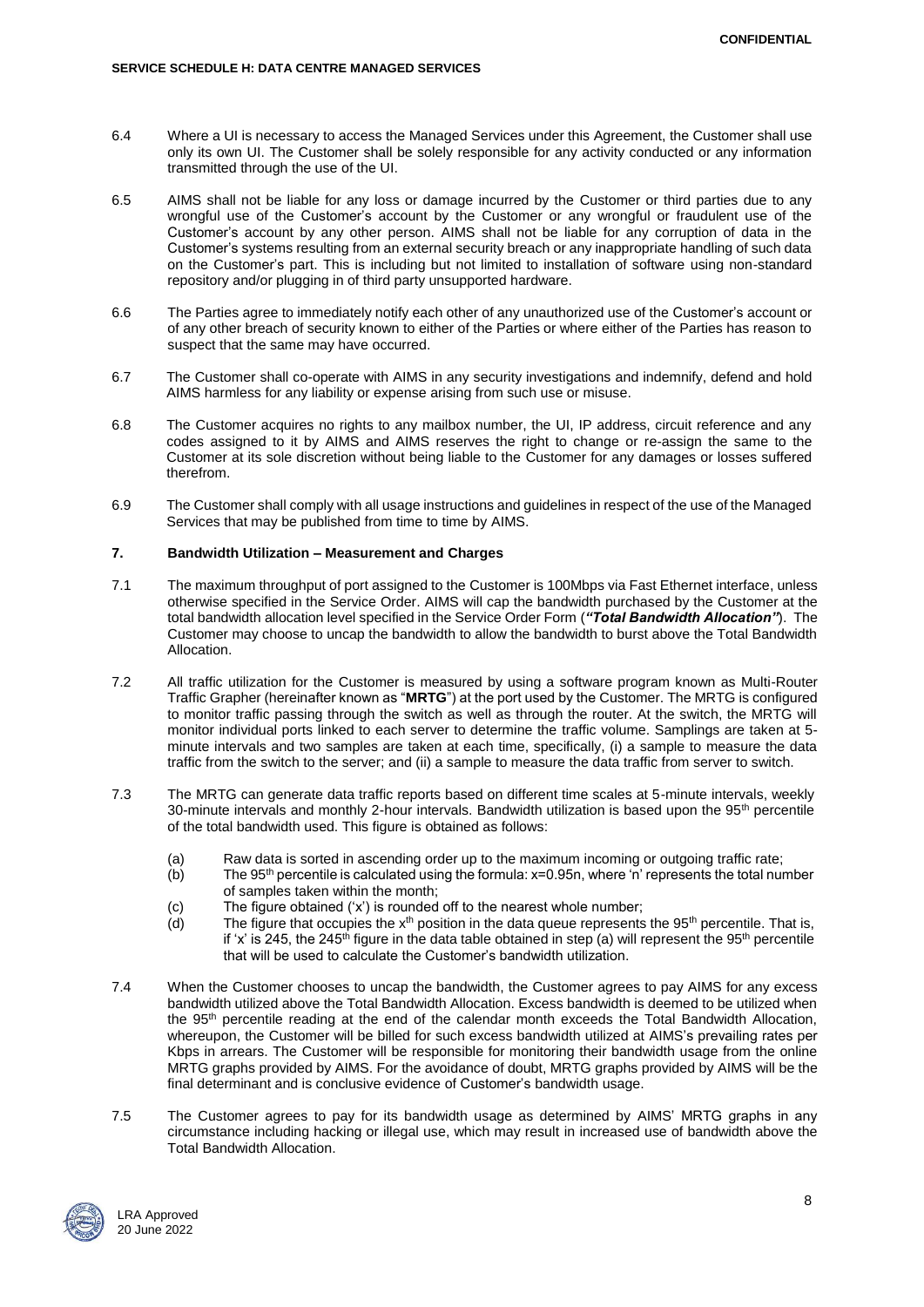6.4 Where a UI is necessary to access the Managed Services under this Agreement, the Customer shall use only its own UI. The Customer shall be solely responsible for any activity conducted or any information transmitted through the use of the UI.

6.5 AIMS shall not be liable for any loss or damage incurred by the Customer or third parties due to any wrongful use of the Customer's account by the Customer or any wrongful or fraudulent use of the Customer's account by any other person. AIMS shall not be liable for any corruption of data in the Customer's systems resulting from an external security breach or any inappropriate handling of such data on the Customer's part. This is including but not limited to installation of software using non-standard repository and/or plugging in of third party unsupported hardware.

6.6 The Parties agree to immediately notify each other of any unauthorized use of the Customer's account or of any other breach of security known to either of the Parties or where either of the Parties has reason to suspect that the same may have occurred.

6.7 The Customer shall co-operate with AIMS in any security investigations and indemnify, defend and hold AIMS harmless for any liability or expense arising from such use or misuse.

6.8 The Customer acquires no rights to any mailbox number, the UI, IP address, circuit reference and any codes assigned to it by AIMS and AIMS reserves the right to change or re-assign the same to the Customer at its sole discretion without being liable to the Customer for any damages or losses suffered therefrom.

6.9 The Customer shall comply with all usage instructions and guidelines in respect of the use of the Managed Services that may be published from time to time by AIMS.

## 7. Bandwidth Utilization – Measurement and Charges

7.1 The maximum throughput of port assigned to the Customer is 100Mbps via Fast Ethernet interface, unless otherwise specified in the Service Order. AIMS will cap the bandwidth purchased by the Customer at the total bandwidth allocation level specified in the Service Order Form (***"Total Bandwidth Allocation"***). The Customer may choose to uncap the bandwidth to allow the bandwidth to burst above the Total Bandwidth Allocation.

7.2 All traffic utilization for the Customer is measured by using a software program known as Multi-Router Traffic Grapher (hereinafter known as "**MRTG**") at the port used by the Customer. The MRTG is configured to monitor traffic passing through the switch as well as through the router. At the switch, the MRTG will monitor individual ports linked to each server to determine the traffic volume. Samplings are taken at 5-minute intervals and two samples are taken at each time, specifically, (i) a sample to measure the data traffic from the switch to the server; and (ii) a sample to measure the data traffic from server to switch.

7.3 The MRTG can generate data traffic reports based on different time scales at 5-minute intervals, weekly 30-minute intervals and monthly 2-hour intervals. Bandwidth utilization is based upon the 95th percentile of the total bandwidth used. This figure is obtained as follows:

(a) Raw data is sorted in ascending order up to the maximum incoming or outgoing traffic rate;

(b) The 95th percentile is calculated using the formula: $x=0.95n$, where 'n' represents the total number of samples taken within the month;

(c) The figure obtained ('x') is rounded off to the nearest whole number;

(d) The figure that occupies the $x^{th}$ position in the data queue represents the 95th percentile. That is, if 'x' is 245, the 245th figure in the data table obtained in step (a) will represent the 95th percentile that will be used to calculate the Customer's bandwidth utilization.

7.4 When the Customer chooses to uncap the bandwidth, the Customer agrees to pay AIMS for any excess bandwidth utilized above the Total Bandwidth Allocation. Excess bandwidth is deemed to be utilized when the 95th percentile reading at the end of the calendar month exceeds the Total Bandwidth Allocation, whereupon, the Customer will be billed for such excess bandwidth utilized at AIMS's prevailing rates per Kbps in arrears. The Customer will be responsible for monitoring their bandwidth usage from the online MRTG graphs provided by AIMS. For the avoidance of doubt, MRTG graphs provided by AIMS will be the final determinant and is conclusive evidence of Customer's bandwidth usage.

7.5 The Customer agrees to pay for its bandwidth usage as determined by AIMS' MRTG graphs in any circumstance including hacking or illegal use, which may result in increased use of bandwidth above the Total Bandwidth Allocation.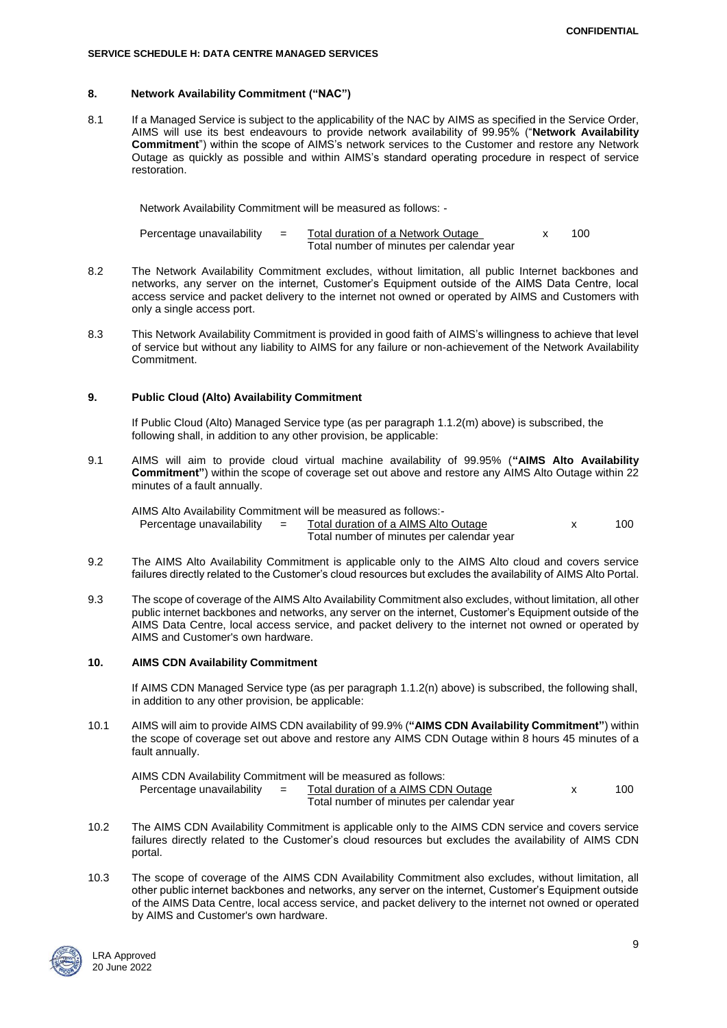## 8. Network Availability Commitment ("NAC")

8.1 If a Managed Service is subject to the applicability of the NAC by AIMS as specified in the Service Order, AIMS will use its best endeavours to provide network availability of 99.95% ("**Network Availability Commitment**") within the scope of AIMS's network services to the Customer and restore any Network Outage as quickly as possible and within AIMS's standard operating procedure in respect of service restoration.

Network Availability Commitment will be measured as follows: -

$$\text{Percentage unavailability} = \frac{\text{Total duration of a Network Outage}}{\text{Total number of minutes per calendar year}} \times 100$$

8.2 The Network Availability Commitment excludes, without limitation, all public Internet backbones and networks, any server on the internet, Customer's Equipment outside of the AIMS Data Centre, local access service and packet delivery to the internet not owned or operated by AIMS and Customers with only a single access port.

8.3 This Network Availability Commitment is provided in good faith of AIMS's willingness to achieve that level of service but without any liability to AIMS for any failure or non-achievement of the Network Availability Commitment.

## 9. Public Cloud (Alto) Availability Commitment

If Public Cloud (Alto) Managed Service type (as per paragraph 1.1.2(m) above) is subscribed, the following shall, in addition to any other provision, be applicable:

9.1 AIMS will aim to provide cloud virtual machine availability of 99.95% (**"AIMS Alto Availability Commitment"**) within the scope of coverage set out above and restore any AIMS Alto Outage within 22 minutes of a fault annually.

AIMS Alto Availability Commitment will be measured as follows:-

$$\text{Percentage unavailability} = \frac{\text{Total duration of a AIMS Alto Outage}}{\text{Total number of minutes per calendar year}} \times 100$$

9.2 The AIMS Alto Availability Commitment is applicable only to the AIMS Alto cloud and covers service failures directly related to the Customer's cloud resources but excludes the availability of AIMS Alto Portal.

9.3 The scope of coverage of the AIMS Alto Availability Commitment also excludes, without limitation, all other public internet backbones and networks, any server on the internet, Customer's Equipment outside of the AIMS Data Centre, local access service, and packet delivery to the internet not owned or operated by AIMS and Customer's own hardware.

## 10. AIMS CDN Availability Commitment

If AIMS CDN Managed Service type (as per paragraph 1.1.2(n) above) is subscribed, the following shall, in addition to any other provision, be applicable:

10.1 AIMS will aim to provide AIMS CDN availability of 99.9% (**"AIMS CDN Availability Commitment"**) within the scope of coverage set out above and restore any AIMS CDN Outage within 8 hours 45 minutes of a fault annually.

AIMS CDN Availability Commitment will be measured as follows:

$$\text{Percentage unavailability} = \frac{\text{Total duration of a AIMS CDN Outage}}{\text{Total number of minutes per calendar year}} \times 100$$

10.2 The AIMS CDN Availability Commitment is applicable only to the AIMS CDN service and covers service failures directly related to the Customer's cloud resources but excludes the availability of AIMS CDN portal.

10.3 The scope of coverage of the AIMS CDN Availability Commitment also excludes, without limitation, all other public internet backbones and networks, any server on the internet, Customer's Equipment outside of the AIMS Data Centre, local access service, and packet delivery to the internet not owned or operated by AIMS and Customer's own hardware.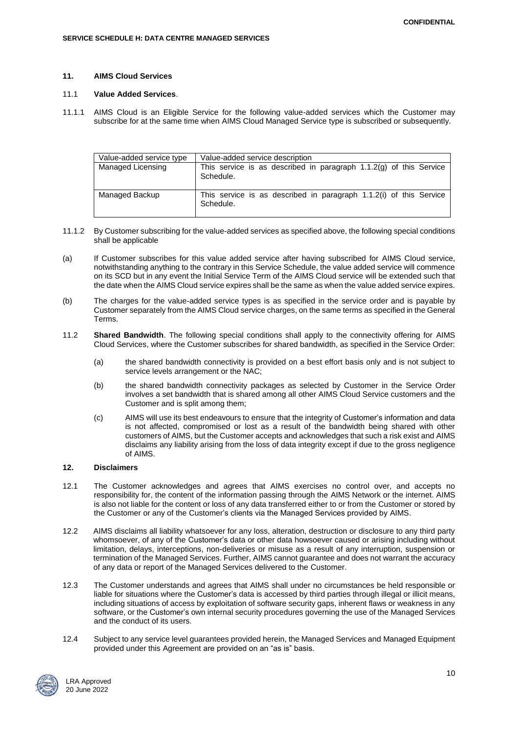## 11. AIMS Cloud Services

### 11.1 Value Added Services.

11.1.1 AIMS Cloud is an Eligible Service for the following value-added services which the Customer may subscribe for at the same time when AIMS Cloud Managed Service type is subscribed or subsequently.

| Value-added service type | Value-added service description |
|---|---|
| Managed Licensing | This service is as described in paragraph 1.1.2(g) of this Service Schedule. |
| Managed Backup | This service is as described in paragraph 1.1.2(i) of this Service Schedule. |

11.1.2 By Customer subscribing for the value-added services as specified above, the following special conditions shall be applicable

(a) If Customer subscribes for this value added service after having subscribed for AIMS Cloud service, notwithstanding anything to the contrary in this Service Schedule, the value added service will commence on its SCD but in any event the Initial Service Term of the AIMS Cloud service will be extended such that the date when the AIMS Cloud service expires shall be the same as when the value added service expires.

(b) The charges for the value-added service types is as specified in the service order and is payable by Customer separately from the AIMS Cloud service charges, on the same terms as specified in the General Terms.

11.2 **Shared Bandwidth**. The following special conditions shall apply to the connectivity offering for AIMS Cloud Services, where the Customer subscribes for shared bandwidth, as specified in the Service Order:

(a) the shared bandwidth connectivity is provided on a best effort basis only and is not subject to service levels arrangement or the NAC;

(b) the shared bandwidth connectivity packages as selected by Customer in the Service Order involves a set bandwidth that is shared among all other AIMS Cloud Service customers and the Customer and is split among them;

(c) AIMS will use its best endeavours to ensure that the integrity of Customer's information and data is not affected, compromised or lost as a result of the bandwidth being shared with other customers of AIMS, but the Customer accepts and acknowledges that such a risk exist and AIMS disclaims any liability arising from the loss of data integrity except if due to the gross negligence of AIMS.

## 12. Disclaimers

12.1 The Customer acknowledges and agrees that AIMS exercises no control over, and accepts no responsibility for, the content of the information passing through the AIMS Network or the internet. AIMS is also not liable for the content or loss of any data transferred either to or from the Customer or stored by the Customer or any of the Customer's clients via the Managed Services provided by AIMS.

12.2 AIMS disclaims all liability whatsoever for any loss, alteration, destruction or disclosure to any third party whomsoever, of any of the Customer's data or other data howsoever caused or arising including without limitation, delays, interceptions, non-deliveries or misuse as a result of any interruption, suspension or termination of the Managed Services. Further, AIMS cannot guarantee and does not warrant the accuracy of any data or report of the Managed Services delivered to the Customer.

12.3 The Customer understands and agrees that AIMS shall under no circumstances be held responsible or liable for situations where the Customer's data is accessed by third parties through illegal or illicit means, including situations of access by exploitation of software security gaps, inherent flaws or weakness in any software, or the Customer's own internal security procedures governing the use of the Managed Services and the conduct of its users.

12.4 Subject to any service level guarantees provided herein, the Managed Services and Managed Equipment provided under this Agreement are provided on an "as is" basis.

LRA Approved
20 June 2022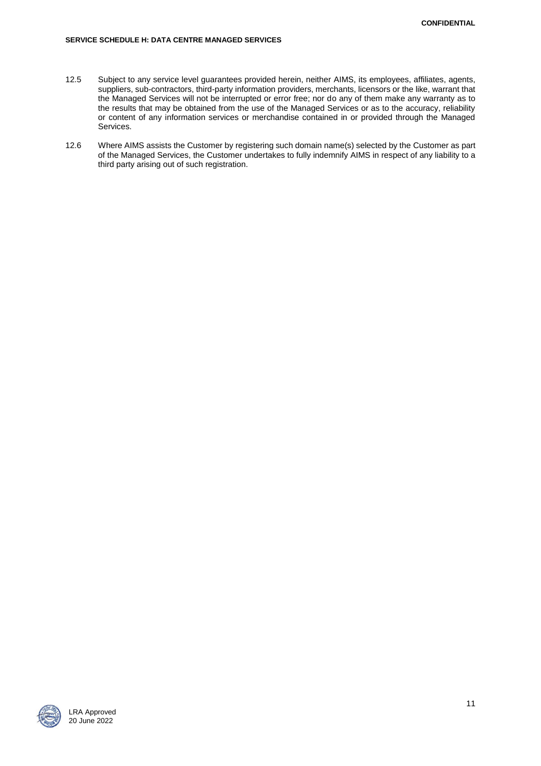12.5 Subject to any service level guarantees provided herein, neither AIMS, its employees, affiliates, agents, suppliers, sub-contractors, third-party information providers, merchants, licensors or the like, warrant that the Managed Services will not be interrupted or error free; nor do any of them make any warranty as to the results that may be obtained from the use of the Managed Services or as to the accuracy, reliability or content of any information services or merchandise contained in or provided through the Managed Services.

12.6 Where AIMS assists the Customer by registering such domain name(s) selected by the Customer as part of the Managed Services, the Customer undertakes to fully indemnify AIMS in respect of any liability to a third party arising out of such registration.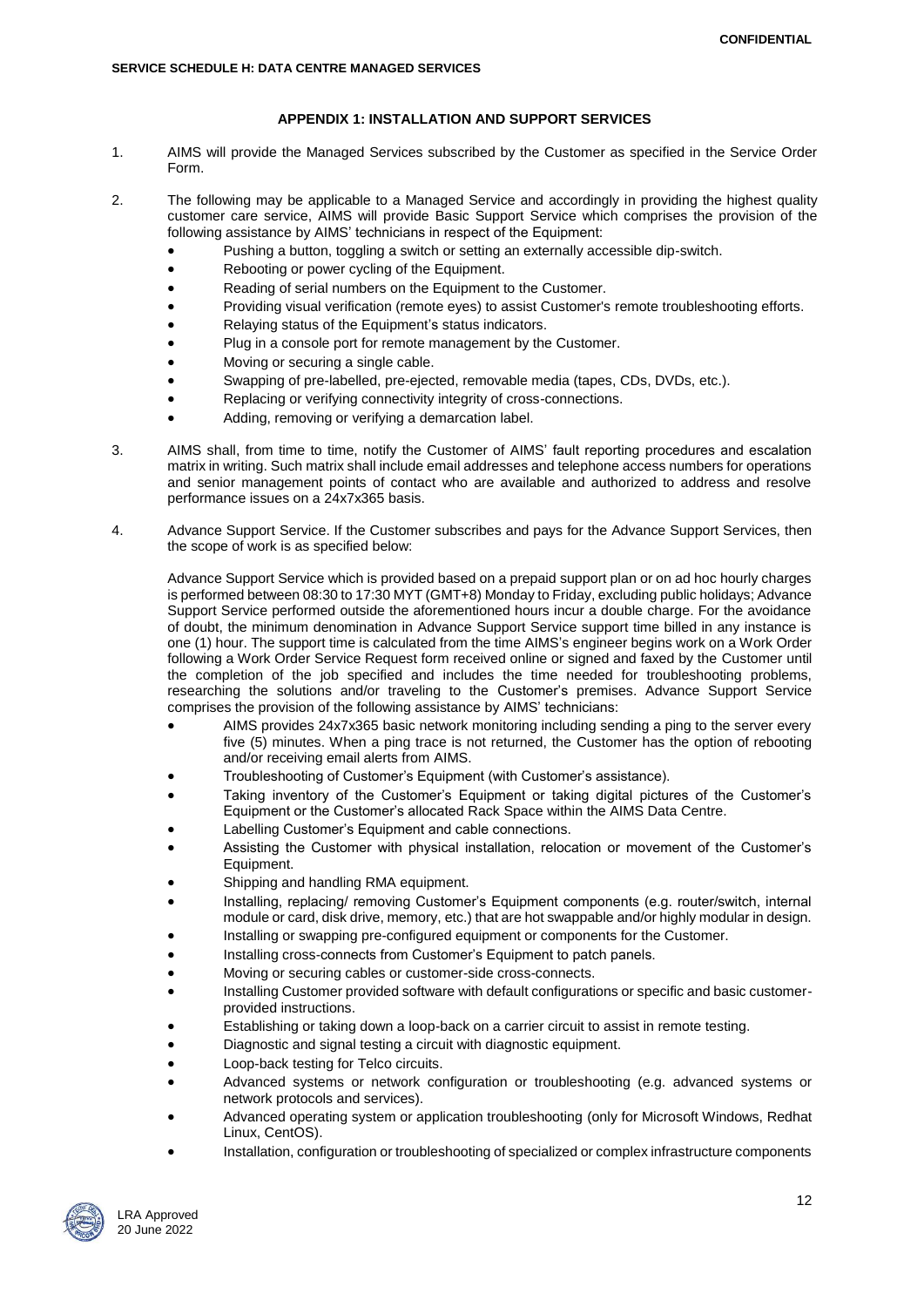## APPENDIX 1: INSTALLATION AND SUPPORT SERVICES

1. AIMS will provide the Managed Services subscribed by the Customer as specified in the Service Order Form.

2. The following may be applicable to a Managed Service and accordingly in providing the highest quality customer care service, AIMS will provide Basic Support Service which comprises the provision of the following assistance by AIMS' technicians in respect of the Equipment:
   - Pushing a button, toggling a switch or setting an externally accessible dip-switch.
   - Rebooting or power cycling of the Equipment.
   - Reading of serial numbers on the Equipment to the Customer.
   - Providing visual verification (remote eyes) to assist Customer's remote troubleshooting efforts.
   - Relaying status of the Equipment's status indicators.
   - Plug in a console port for remote management by the Customer.
   - Moving or securing a single cable.
   - Swapping of pre-labelled, pre-ejected, removable media (tapes, CDs, DVDs, etc.).
   - Replacing or verifying connectivity integrity of cross-connections.
   - Adding, removing or verifying a demarcation label.

3. AIMS shall, from time to time, notify the Customer of AIMS' fault reporting procedures and escalation matrix in writing. Such matrix shall include email addresses and telephone access numbers for operations and senior management points of contact who are available and authorized to address and resolve performance issues on a 24x7x365 basis.

4. Advance Support Service. If the Customer subscribes and pays for the Advance Support Services, then the scope of work is as specified below:

   Advance Support Service which is provided based on a prepaid support plan or on ad hoc hourly charges is performed between 08:30 to 17:30 MYT (GMT+8) Monday to Friday, excluding public holidays; Advance Support Service performed outside the aforementioned hours incur a double charge. For the avoidance of doubt, the minimum denomination in Advance Support Service support time billed in any instance is one (1) hour. The support time is calculated from the time AIMS's engineer begins work on a Work Order following a Work Order Service Request form received online or signed and faxed by the Customer until the completion of the job specified and includes the time needed for troubleshooting problems, researching the solutions and/or traveling to the Customer's premises. Advance Support Service comprises the provision of the following assistance by AIMS' technicians:
   - AIMS provides 24x7x365 basic network monitoring including sending a ping to the server every five (5) minutes. When a ping trace is not returned, the Customer has the option of rebooting and/or receiving email alerts from AIMS.
   - Troubleshooting of Customer's Equipment (with Customer's assistance).
   - Taking inventory of the Customer's Equipment or taking digital pictures of the Customer's Equipment or the Customer's allocated Rack Space within the AIMS Data Centre.
   - Labelling Customer's Equipment and cable connections.
   - Assisting the Customer with physical installation, relocation or movement of the Customer's Equipment.
   - Shipping and handling RMA equipment.
   - Installing, replacing/ removing Customer's Equipment components (e.g. router/switch, internal module or card, disk drive, memory, etc.) that are hot swappable and/or highly modular in design.
   - Installing or swapping pre-configured equipment or components for the Customer.
   - Installing cross-connects from Customer's Equipment to patch panels.
   - Moving or securing cables or customer-side cross-connects.
   - Installing Customer provided software with default configurations or specific and basic customer-provided instructions.
   - Establishing or taking down a loop-back on a carrier circuit to assist in remote testing.
   - Diagnostic and signal testing a circuit with diagnostic equipment.
   - Loop-back testing for Telco circuits.
   - Advanced systems or network configuration or troubleshooting (e.g. advanced systems or network protocols and services).
   - Advanced operating system or application troubleshooting (only for Microsoft Windows, Redhat Linux, CentOS).
   - Installation, configuration or troubleshooting of specialized or complex infrastructure components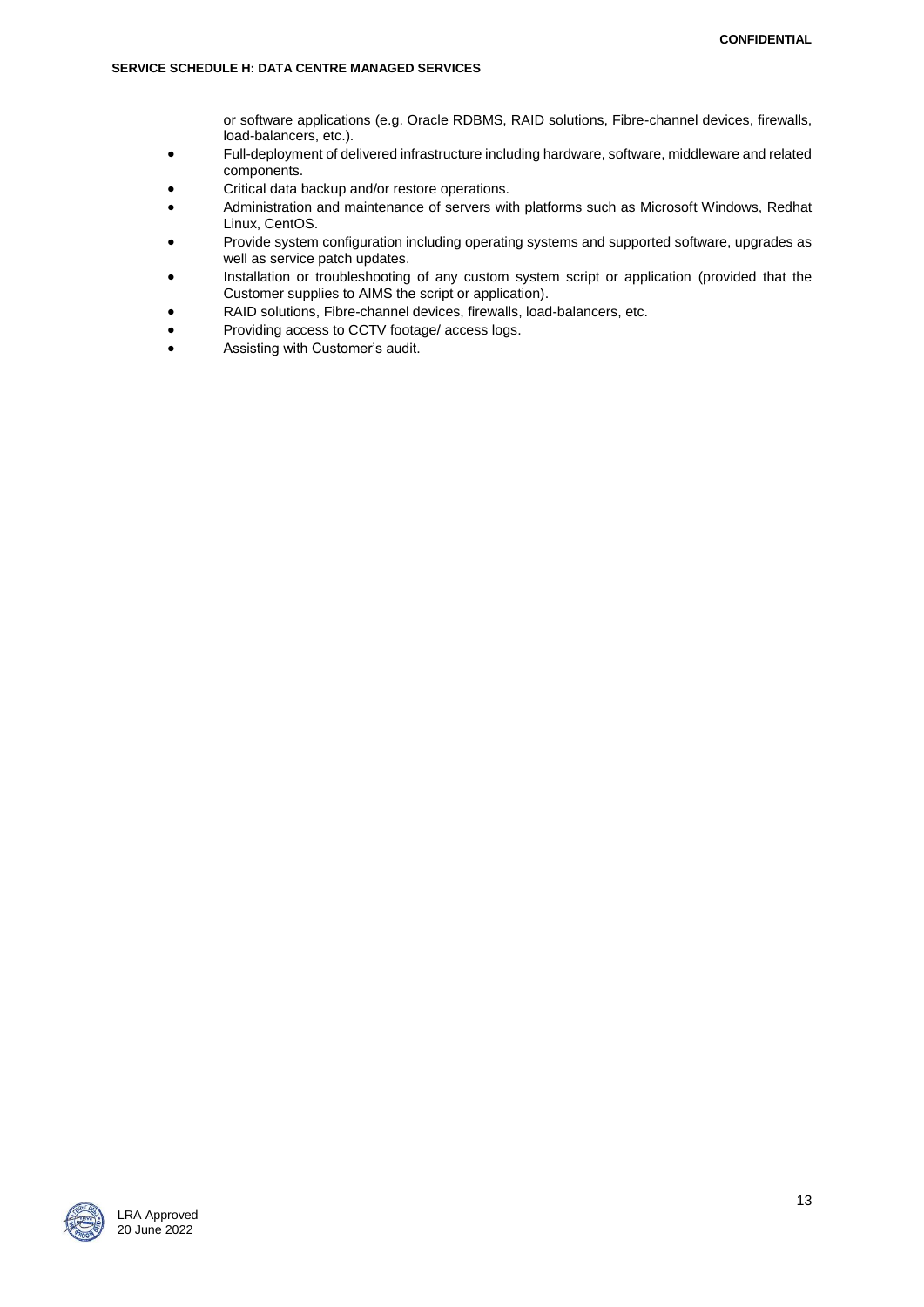or software applications (e.g. Oracle RDBMS, RAID solutions, Fibre-channel devices, firewalls, load-balancers, etc.).

- Full-deployment of delivered infrastructure including hardware, software, middleware and related components.
- Critical data backup and/or restore operations.
- Administration and maintenance of servers with platforms such as Microsoft Windows, Redhat Linux, CentOS.
- Provide system configuration including operating systems and supported software, upgrades as well as service patch updates.
- Installation or troubleshooting of any custom system script or application (provided that the Customer supplies to AIMS the script or application).
- RAID solutions, Fibre-channel devices, firewalls, load-balancers, etc.
- Providing access to CCTV footage/ access logs.
- Assisting with Customer's audit.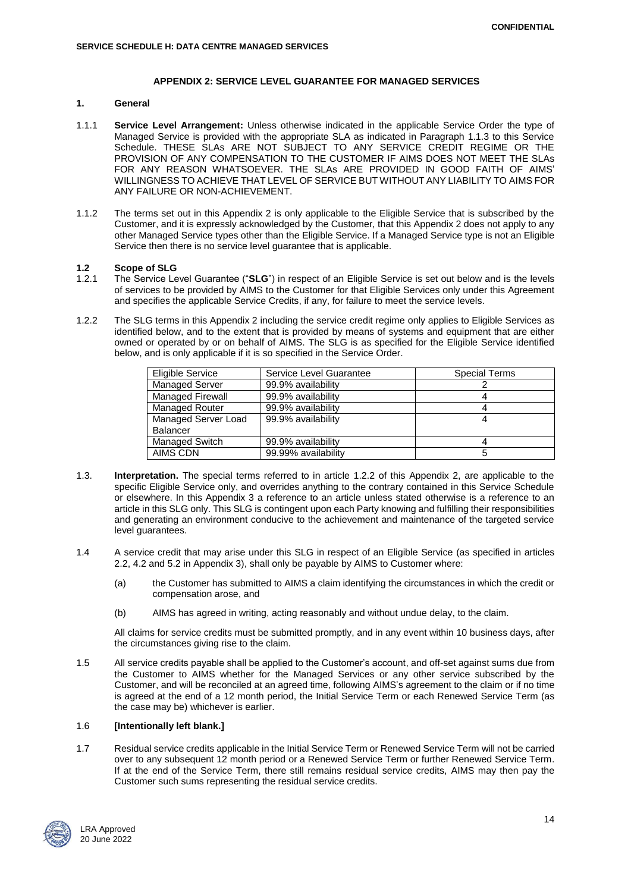**CONFIDENTIAL**

**SERVICE SCHEDULE H: DATA CENTRE MANAGED SERVICES**

## APPENDIX 2: SERVICE LEVEL GUARANTEE FOR MANAGED SERVICES

### 1. General

1.1.1 **Service Level Arrangement:** Unless otherwise indicated in the applicable Service Order the type of Managed Service is provided with the appropriate SLA as indicated in Paragraph 1.1.3 to this Service Schedule. THESE SLAs ARE NOT SUBJECT TO ANY SERVICE CREDIT REGIME OR THE PROVISION OF ANY COMPENSATION TO THE CUSTOMER IF AIMS DOES NOT MEET THE SLAs FOR ANY REASON WHATSOEVER. THE SLAs ARE PROVIDED IN GOOD FAITH OF AIMS' WILLINGNESS TO ACHIEVE THAT LEVEL OF SERVICE BUT WITHOUT ANY LIABILITY TO AIMS FOR ANY FAILURE OR NON-ACHIEVEMENT.

1.1.2 The terms set out in this Appendix 2 is only applicable to the Eligible Service that is subscribed by the Customer, and it is expressly acknowledged by the Customer, that this Appendix 2 does not apply to any other Managed Service types other than the Eligible Service. If a Managed Service type is not an Eligible Service then there is no service level guarantee that is applicable.

### 1.2 Scope of SLG

1.2.1 The Service Level Guarantee ("**SLG**") in respect of an Eligible Service is set out below and is the levels of services to be provided by AIMS to the Customer for that Eligible Services only under this Agreement and specifies the applicable Service Credits, if any, for failure to meet the service levels.

1.2.2 The SLG terms in this Appendix 2 including the service credit regime only applies to Eligible Services as identified below, and to the extent that is provided by means of systems and equipment that are either owned or operated by or on behalf of AIMS. The SLG is as specified for the Eligible Service identified below, and is only applicable if it is so specified in the Service Order.

| Eligible Service | Service Level Guarantee | Special Terms |
|---|---|---|
| Managed Server | 99.9% availability | 2 |
| Managed Firewall | 99.9% availability | 4 |
| Managed Router | 99.9% availability | 4 |
| Managed Server Load Balancer | 99.9% availability | 4 |
| Managed Switch | 99.9% availability | 4 |
| AIMS CDN | 99.99% availability | 5 |

1.3. **Interpretation.** The special terms referred to in article 1.2.2 of this Appendix 2, are applicable to the specific Eligible Service only, and overrides anything to the contrary contained in this Service Schedule or elsewhere. In this Appendix 3 a reference to an article unless stated otherwise is a reference to an article in this SLG only. This SLG is contingent upon each Party knowing and fulfilling their responsibilities and generating an environment conducive to the achievement and maintenance of the targeted service level guarantees.

1.4 A service credit that may arise under this SLG in respect of an Eligible Service (as specified in articles 2.2, 4.2 and 5.2 in Appendix 3), shall only be payable by AIMS to Customer where:

(a) the Customer has submitted to AIMS a claim identifying the circumstances in which the credit or compensation arose, and

(b) AIMS has agreed in writing, acting reasonably and without undue delay, to the claim.

All claims for service credits must be submitted promptly, and in any event within 10 business days, after the circumstances giving rise to the claim.

1.5 All service credits payable shall be applied to the Customer's account, and off-set against sums due from the Customer to AIMS whether for the Managed Services or any other service subscribed by the Customer, and will be reconciled at an agreed time, following AIMS's agreement to the claim or if no time is agreed at the end of a 12 month period, the Initial Service Term or each Renewed Service Term (as the case may be) whichever is earlier.

1.6 **[Intentionally left blank.]**

1.7 Residual service credits applicable in the Initial Service Term or Renewed Service Term will not be carried over to any subsequent 12 month period or a Renewed Service Term or further Renewed Service Term. If at the end of the Service Term, there still remains residual service credits, AIMS may then pay the Customer such sums representing the residual service credits.

LRA Approved
20 June 2022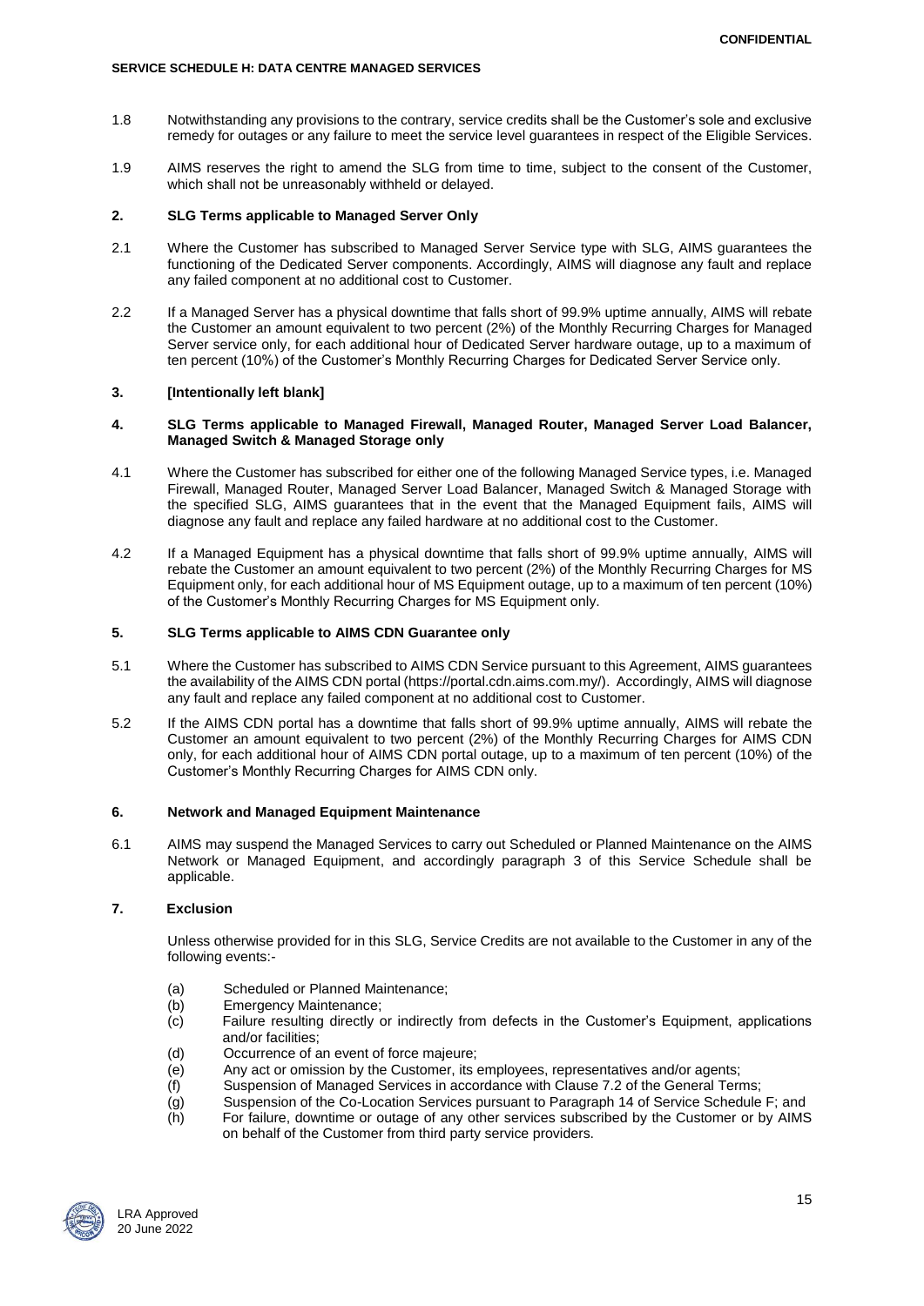1.8 Notwithstanding any provisions to the contrary, service credits shall be the Customer's sole and exclusive remedy for outages or any failure to meet the service level guarantees in respect of the Eligible Services.

1.9 AIMS reserves the right to amend the SLG from time to time, subject to the consent of the Customer, which shall not be unreasonably withheld or delayed.

## 2. SLG Terms applicable to Managed Server Only

2.1 Where the Customer has subscribed to Managed Server Service type with SLG, AIMS guarantees the functioning of the Dedicated Server components. Accordingly, AIMS will diagnose any fault and replace any failed component at no additional cost to Customer.

2.2 If a Managed Server has a physical downtime that falls short of 99.9% uptime annually, AIMS will rebate the Customer an amount equivalent to two percent (2%) of the Monthly Recurring Charges for Managed Server service only, for each additional hour of Dedicated Server hardware outage, up to a maximum of ten percent (10%) of the Customer's Monthly Recurring Charges for Dedicated Server Service only.

## 3. [Intentionally left blank]

## 4. SLG Terms applicable to Managed Firewall, Managed Router, Managed Server Load Balancer, Managed Switch & Managed Storage only

4.1 Where the Customer has subscribed for either one of the following Managed Service types, i.e. Managed Firewall, Managed Router, Managed Server Load Balancer, Managed Switch & Managed Storage with the specified SLG, AIMS guarantees that in the event that the Managed Equipment fails, AIMS will diagnose any fault and replace any failed hardware at no additional cost to the Customer.

4.2 If a Managed Equipment has a physical downtime that falls short of 99.9% uptime annually, AIMS will rebate the Customer an amount equivalent to two percent (2%) of the Monthly Recurring Charges for MS Equipment only, for each additional hour of MS Equipment outage, up to a maximum of ten percent (10%) of the Customer's Monthly Recurring Charges for MS Equipment only.

## 5. SLG Terms applicable to AIMS CDN Guarantee only

5.1 Where the Customer has subscribed to AIMS CDN Service pursuant to this Agreement, AIMS guarantees the availability of the AIMS CDN portal (https://portal.cdn.aims.com.my/). Accordingly, AIMS will diagnose any fault and replace any failed component at no additional cost to Customer.

5.2 If the AIMS CDN portal has a downtime that falls short of 99.9% uptime annually, AIMS will rebate the Customer an amount equivalent to two percent (2%) of the Monthly Recurring Charges for AIMS CDN only, for each additional hour of AIMS CDN portal outage, up to a maximum of ten percent (10%) of the Customer's Monthly Recurring Charges for AIMS CDN only.

## 6. Network and Managed Equipment Maintenance

6.1 AIMS may suspend the Managed Services to carry out Scheduled or Planned Maintenance on the AIMS Network or Managed Equipment, and accordingly paragraph 3 of this Service Schedule shall be applicable.

## 7. Exclusion

Unless otherwise provided for in this SLG, Service Credits are not available to the Customer in any of the following events:-

(a) Scheduled or Planned Maintenance;
(b) Emergency Maintenance;
(c) Failure resulting directly or indirectly from defects in the Customer's Equipment, applications and/or facilities;
(d) Occurrence of an event of force majeure;
(e) Any act or omission by the Customer, its employees, representatives and/or agents;
(f) Suspension of Managed Services in accordance with Clause 7.2 of the General Terms;
(g) Suspension of the Co-Location Services pursuant to Paragraph 14 of Service Schedule F; and
(h) For failure, downtime or outage of any other services subscribed by the Customer or by AIMS on behalf of the Customer from third party service providers.